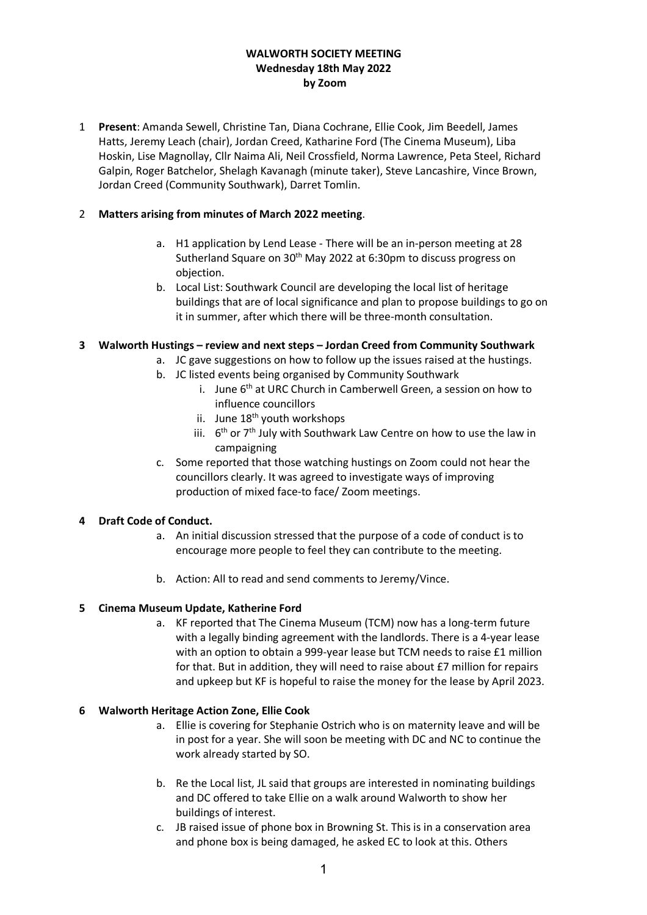**WALWORTH SOCIETY MEETING**
**Wednesday 18th May 2022**
**by Zoom**

1 **Present**: Amanda Sewell, Christine Tan, Diana Cochrane, Ellie Cook, Jim Beedell, James Hatts, Jeremy Leach (chair), Jordan Creed, Katharine Ford (The Cinema Museum), Liba Hoskin, Lise Magnollay, Cllr Naima Ali, Neil Crossfield, Norma Lawrence, Peta Steel, Richard Galpin, Roger Batchelor, Shelagh Kavanagh (minute taker), Steve Lancashire, Vince Brown, Jordan Creed (Community Southwark), Darret Tomlin.

2 **Matters arising from minutes of March 2022 meeting**.

a. H1 application by Lend Lease - There will be an in-person meeting at 28 Sutherland Square on 30th May 2022 at 6:30pm to discuss progress on objection.

b. Local List: Southwark Council are developing the local list of heritage buildings that are of local significance and plan to propose buildings to go on it in summer, after which there will be three-month consultation.

**3 Walworth Hustings – review and next steps – Jordan Creed from Community Southwark**

a. JC gave suggestions on how to follow up the issues raised at the hustings.

b. JC listed events being organised by Community Southwark

  i. June 6th at URC Church in Camberwell Green, a session on how to influence councillors

  ii. June 18th youth workshops

  iii. 6th or 7th July with Southwark Law Centre on how to use the law in campaigning

c. Some reported that those watching hustings on Zoom could not hear the councillors clearly. It was agreed to investigate ways of improving production of mixed face-to face/ Zoom meetings.

**4 Draft Code of Conduct.**

a. An initial discussion stressed that the purpose of a code of conduct is to encourage more people to feel they can contribute to the meeting.

b. Action: All to read and send comments to Jeremy/Vince.

**5 Cinema Museum Update, Katherine Ford**

a. KF reported that The Cinema Museum (TCM) now has a long-term future with a legally binding agreement with the landlords. There is a 4-year lease with an option to obtain a 999-year lease but TCM needs to raise £1 million for that. But in addition, they will need to raise about £7 million for repairs and upkeep but KF is hopeful to raise the money for the lease by April 2023.

**6 Walworth Heritage Action Zone, Ellie Cook**

a. Ellie is covering for Stephanie Ostrich who is on maternity leave and will be in post for a year. She will soon be meeting with DC and NC to continue the work already started by SO.

b. Re the Local list, JL said that groups are interested in nominating buildings and DC offered to take Ellie on a walk around Walworth to show her buildings of interest.

c. JB raised issue of phone box in Browning St. This is in a conservation area and phone box is being damaged, he asked EC to look at this. Others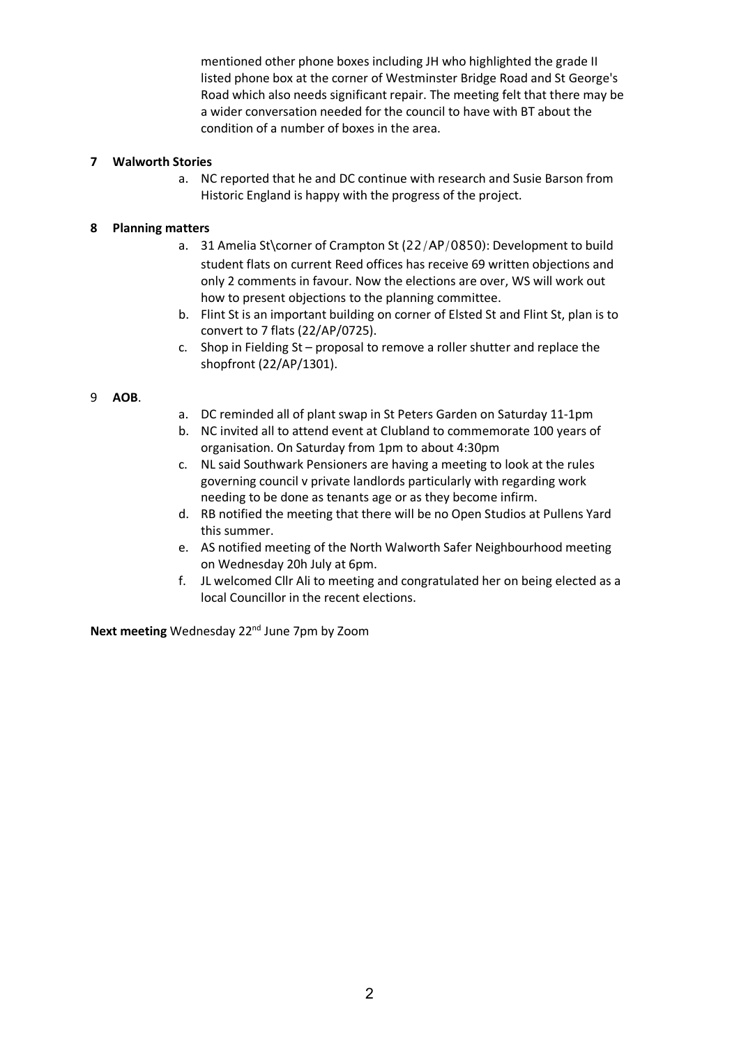mentioned other phone boxes including JH who highlighted the grade II listed phone box at the corner of Westminster Bridge Road and St George's Road which also needs significant repair. The meeting felt that there may be a wider conversation needed for the council to have with BT about the condition of a number of boxes in the area.

**7 Walworth Stories**

a. NC reported that he and DC continue with research and Susie Barson from Historic England is happy with the progress of the project.

**8 Planning matters**

a. 31 Amelia St\corner of Crampton St (22/AP/0850): Development to build student flats on current Reed offices has receive 69 written objections and only 2 comments in favour. Now the elections are over, WS will work out how to present objections to the planning committee.
b. Flint St is an important building on corner of Elsted St and Flint St, plan is to convert to 7 flats (22/AP/0725).
c. Shop in Fielding St – proposal to remove a roller shutter and replace the shopfront (22/AP/1301).

9 **AOB**.

a. DC reminded all of plant swap in St Peters Garden on Saturday 11-1pm
b. NC invited all to attend event at Clubland to commemorate 100 years of organisation. On Saturday from 1pm to about 4:30pm
c. NL said Southwark Pensioners are having a meeting to look at the rules governing council v private landlords particularly with regarding work needing to be done as tenants age or as they become infirm.
d. RB notified the meeting that there will be no Open Studios at Pullens Yard this summer.
e. AS notified meeting of the North Walworth Safer Neighbourhood meeting on Wednesday 20h July at 6pm.
f. JL welcomed Cllr Ali to meeting and congratulated her on being elected as a local Councillor in the recent elections.

**Next meeting** Wednesday 22nd June 7pm by Zoom